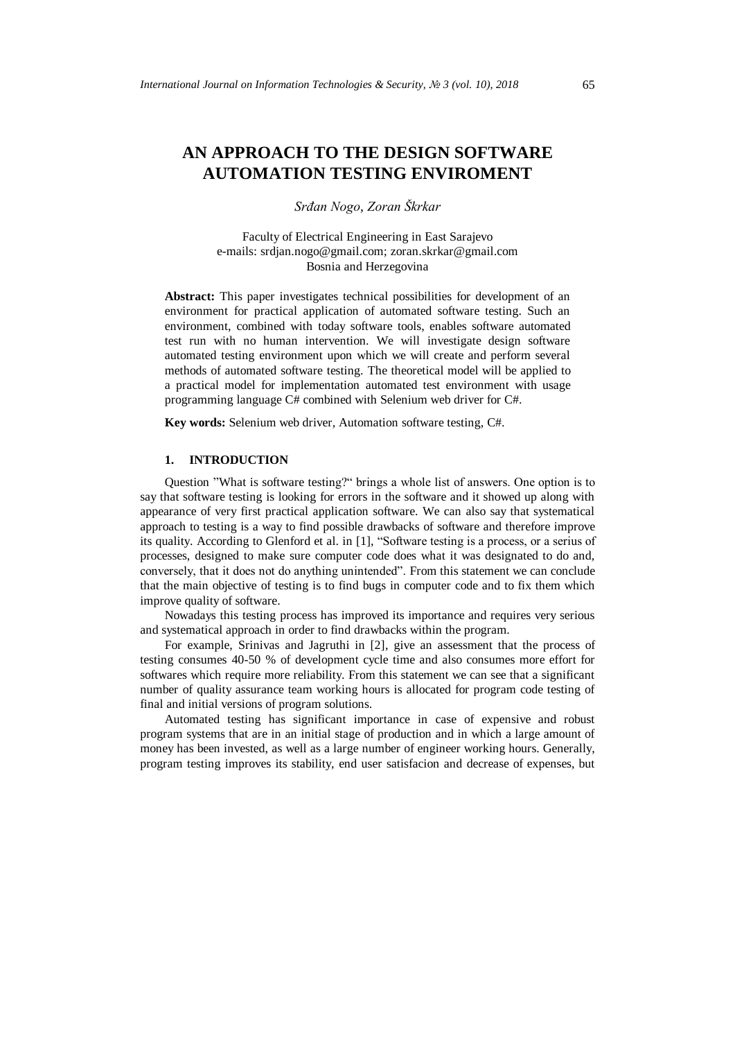# AN APPROACH TO THE DESIGN SOFTWARE AUTOMATION TESTING ENVIROMENT

*Srđan Nogo, Zoran Škrkar*

Faculty of Electrical Engineering in East Sarajevo
e-mails: srdjan.nogo@gmail.com; zoran.skrkar@gmail.com
Bosnia and Herzegovina

**Abstract:** This paper investigates technical possibilities for development of an environment for practical application of automated software testing. Such an environment, combined with today software tools, enables software automated test run with no human intervention. We will investigate design software automated testing environment upon which we will create and perform several methods of automated software testing. The theoretical model will be applied to a practical model for implementation automated test environment with usage programming language C# combined with Selenium web driver for C#.

**Key words:** Selenium web driver, Automation software testing, C#.

## 1. INTRODUCTION

Question "What is software testing?" brings a whole list of answers. One option is to say that software testing is looking for errors in the software and it showed up along with appearance of very first practical application software. We can also say that systematical approach to testing is a way to find possible drawbacks of software and therefore improve its quality. According to Glenford et al. in [1], "Software testing is a process, or a serius of processes, designed to make sure computer code does what it was designated to do and, conversely, that it does not do anything unintended". From this statement we can conclude that the main objective of testing is to find bugs in computer code and to fix them which improve quality of software.

Nowadays this testing process has improved its importance and requires very serious and systematical approach in order to find drawbacks within the program.

For example, Srinivas and Jagruthi in [2], give an assessment that the process of testing consumes 40-50 % of development cycle time and also consumes more effort for softwares which require more reliability. From this statement we can see that a significant number of quality assurance team working hours is allocated for program code testing of final and initial versions of program solutions.

Automated testing has significant importance in case of expensive and robust program systems that are in an initial stage of production and in which a large amount of money has been invested, as well as a large number of engineer working hours. Generally, program testing improves its stability, end user satisfacion and decrease of expenses, but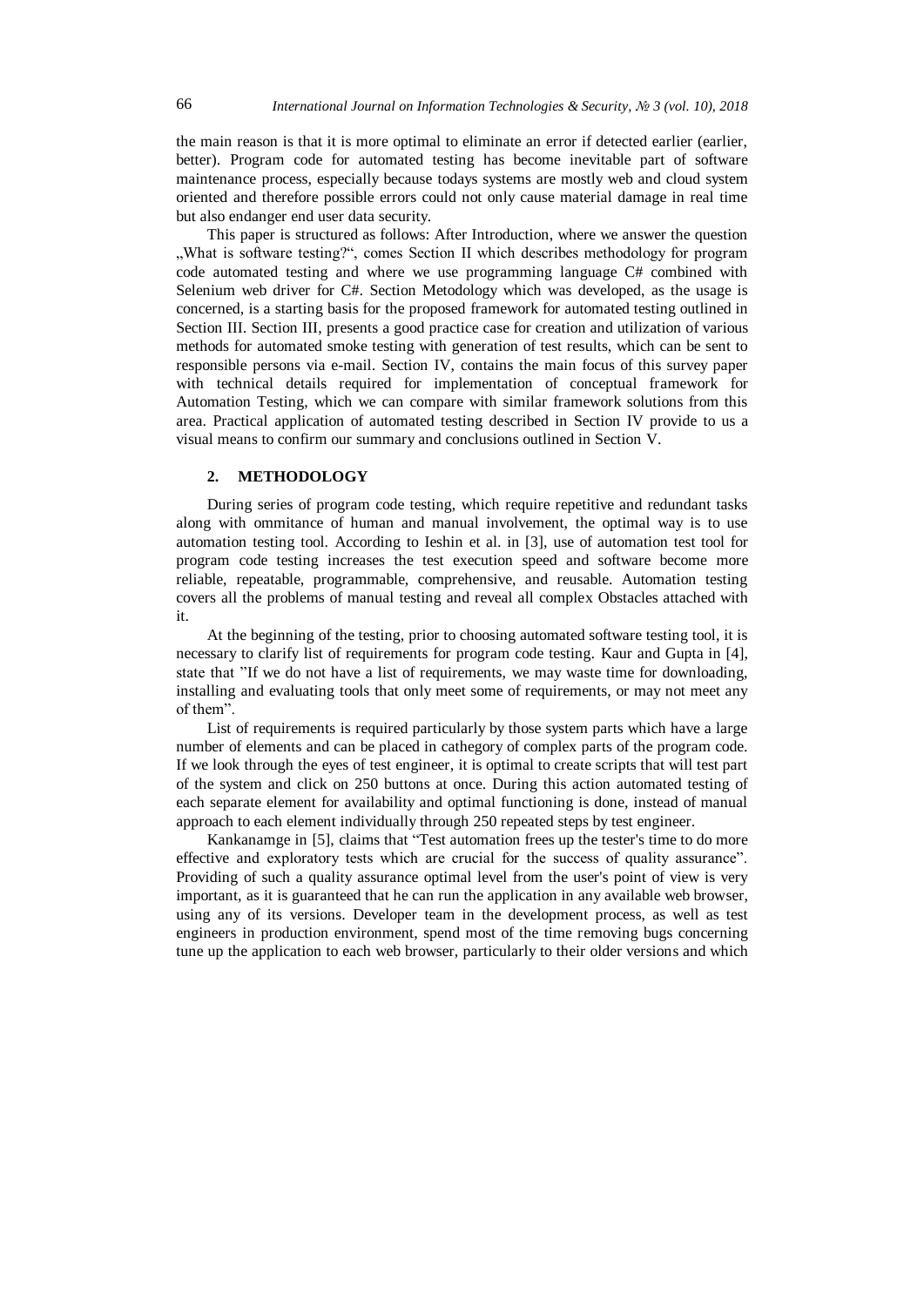the main reason is that it is more optimal to eliminate an error if detected earlier (earlier, better). Program code for automated testing has become inevitable part of software maintenance process, especially because todays systems are mostly web and cloud system oriented and therefore possible errors could not only cause material damage in real time but also endanger end user data security.

This paper is structured as follows: After Introduction, where we answer the question „What is software testing?", comes Section II which describes methodology for program code automated testing and where we use programming language C# combined with Selenium web driver for C#. Section Metodology which was developed, as the usage is concerned, is a starting basis for the proposed framework for automated testing outlined in Section III. Section III, presents a good practice case for creation and utilization of various methods for automated smoke testing with generation of test results, which can be sent to responsible persons via e-mail. Section IV, contains the main focus of this survey paper with technical details required for implementation of conceptual framework for Automation Testing, which we can compare with similar framework solutions from this area. Practical application of automated testing described in Section IV provide to us a visual means to confirm our summary and conclusions outlined in Section V.

## 2. METHODOLOGY

During series of program code testing, which require repetitive and redundant tasks along with ommitance of human and manual involvement, the optimal way is to use automation testing tool. According to Ieshin et al. in [3], use of automation test tool for program code testing increases the test execution speed and software become more reliable, repeatable, programmable, comprehensive, and reusable. Automation testing covers all the problems of manual testing and reveal all complex Obstacles attached with it.

At the beginning of the testing, prior to choosing automated software testing tool, it is necessary to clarify list of requirements for program code testing. Kaur and Gupta in [4], state that "If we do not have a list of requirements, we may waste time for downloading, installing and evaluating tools that only meet some of requirements, or may not meet any of them".

List of requirements is required particularly by those system parts which have a large number of elements and can be placed in cathegory of complex parts of the program code. If we look through the eyes of test engineer, it is optimal to create scripts that will test part of the system and click on 250 buttons at once. During this action automated testing of each separate element for availability and optimal functioning is done, instead of manual approach to each element individually through 250 repeated steps by test engineer.

Kankanamge in [5], claims that "Test automation frees up the tester's time to do more effective and exploratory tests which are crucial for the success of quality assurance". Providing of such a quality assurance optimal level from the user's point of view is very important, as it is guaranteed that he can run the application in any available web browser, using any of its versions. Developer team in the development process, as well as test engineers in production environment, spend most of the time removing bugs concerning tune up the application to each web browser, particularly to their older versions and which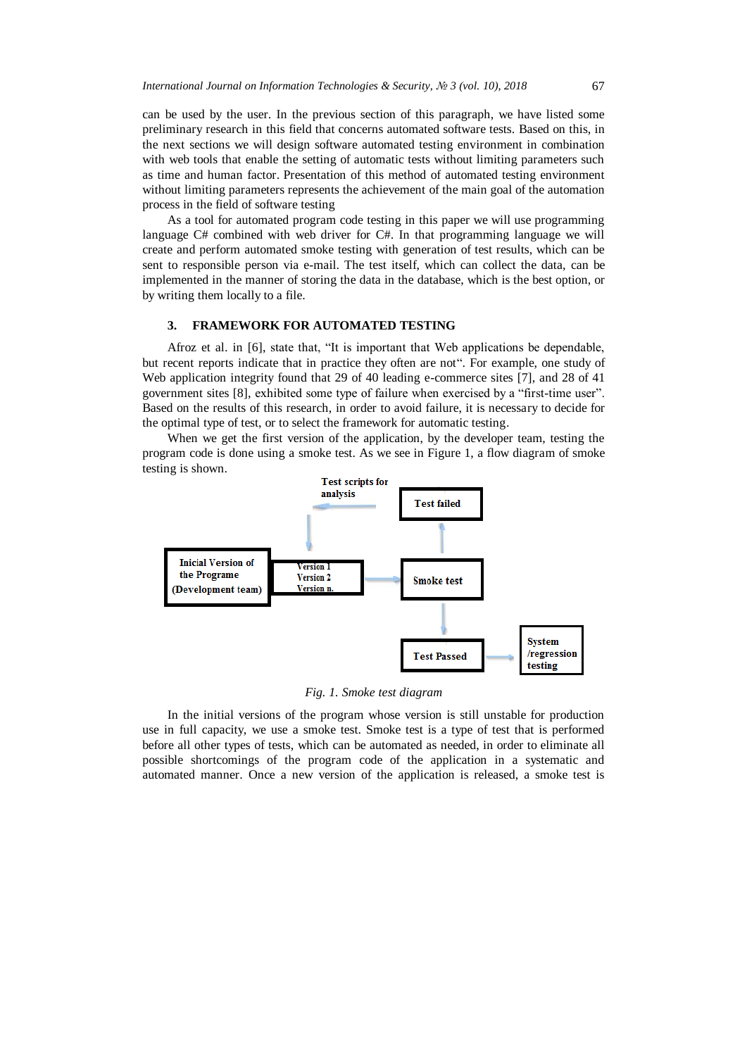can be used by the user. In the previous section of this paragraph, we have listed some preliminary research in this field that concerns automated software tests. Based on this, in the next sections we will design software automated testing environment in combination with web tools that enable the setting of automatic tests without limiting parameters such as time and human factor. Presentation of this method of automated testing environment without limiting parameters represents the achievement of the main goal of the automation process in the field of software testing

As a tool for automated program code testing in this paper we will use programming language C# combined with web driver for C#. In that programming language we will create and perform automated smoke testing with generation of test results, which can be sent to responsible person via e-mail. The test itself, which can collect the data, can be implemented in the manner of storing the data in the database, which is the best option, or by writing them locally to a file.

## 3. FRAMEWORK FOR AUTOMATED TESTING

Afroz et al. in [6], state that, "It is important that Web applications be dependable, but recent reports indicate that in practice they often are not". For example, one study of Web application integrity found that 29 of 40 leading e-commerce sites [7], and 28 of 41 government sites [8], exhibited some type of failure when exercised by a "first-time user". Based on the results of this research, in order to avoid failure, it is necessary to decide for the optimal type of test, or to select the framework for automatic testing.

When we get the first version of the application, by the developer team, testing the program code is done using a smoke test. As we see in Figure 1, a flow diagram of smoke testing is shown.

Test scripts for analysis

Test failed

Inicial Version of the Programe (Development team)

Version 1
Version 2
Version n.

Smoke test

Test Passed

System /regression testing

*Fig. 1. Smoke test diagram*

In the initial versions of the program whose version is still unstable for production use in full capacity, we use a smoke test. Smoke test is a type of test that is performed before all other types of tests, which can be automated as needed, in order to eliminate all possible shortcomings of the program code of the application in a systematic and automated manner. Once a new version of the application is released, a smoke test is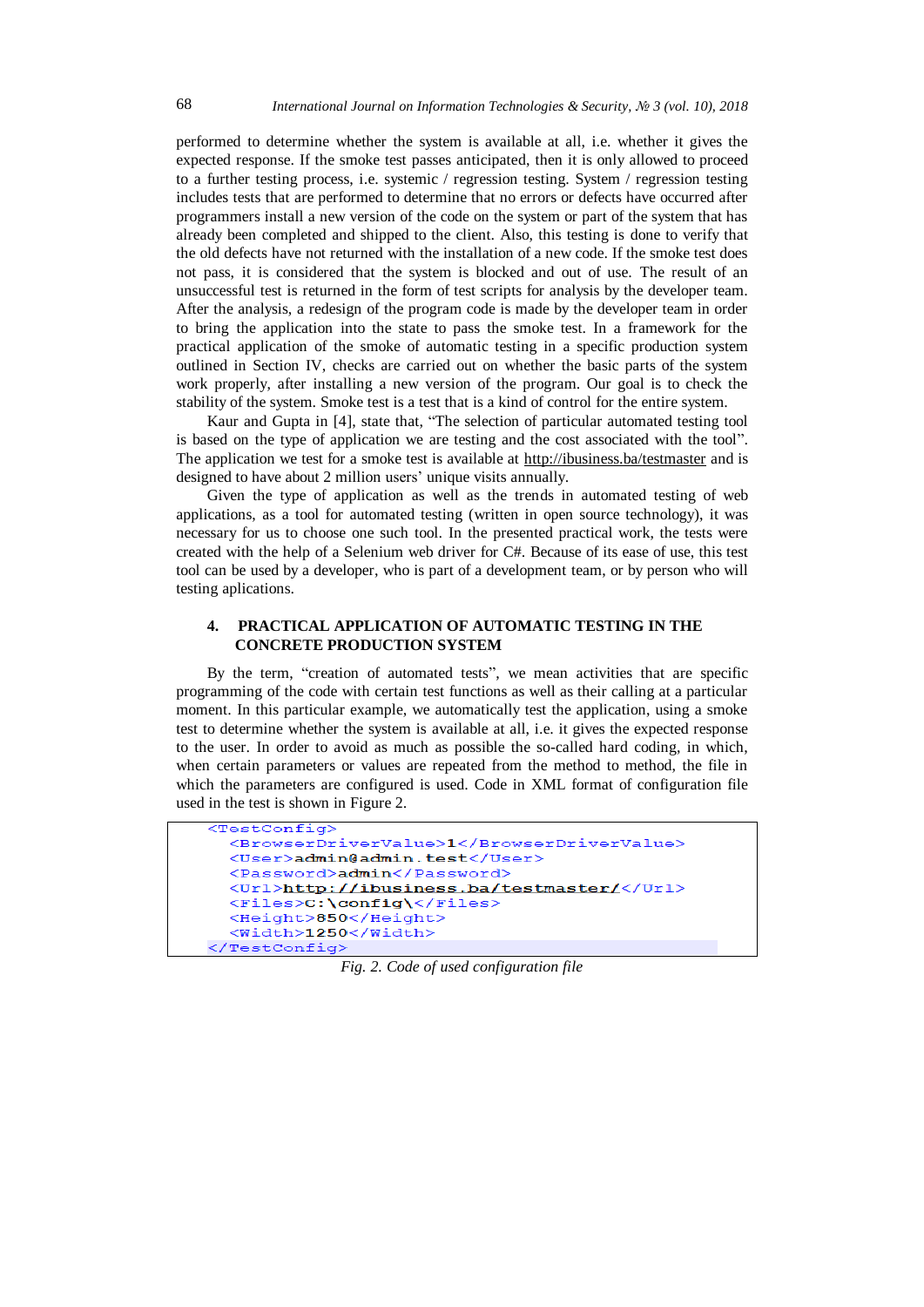performed to determine whether the system is available at all, i.e. whether it gives the expected response. If the smoke test passes anticipated, then it is only allowed to proceed to a further testing process, i.e. systemic / regression testing. System / regression testing includes tests that are performed to determine that no errors or defects have occurred after programmers install a new version of the code on the system or part of the system that has already been completed and shipped to the client. Also, this testing is done to verify that the old defects have not returned with the installation of a new code. If the smoke test does not pass, it is considered that the system is blocked and out of use. The result of an unsuccessful test is returned in the form of test scripts for analysis by the developer team. After the analysis, a redesign of the program code is made by the developer team in order to bring the application into the state to pass the smoke test. In a framework for the practical application of the smoke of automatic testing in a specific production system outlined in Section IV, checks are carried out on whether the basic parts of the system work properly, after installing a new version of the program. Our goal is to check the stability of the system. Smoke test is a test that is a kind of control for the entire system.

Kaur and Gupta in [4], state that, "The selection of particular automated testing tool is based on the type of application we are testing and the cost associated with the tool". The application we test for a smoke test is available at http://ibusiness.ba/testmaster and is designed to have about 2 million users' unique visits annually.

Given the type of application as well as the trends in automated testing of web applications, as a tool for automated testing (written in open source technology), it was necessary for us to choose one such tool. In the presented practical work, the tests were created with the help of a Selenium web driver for C#. Because of its ease of use, this test tool can be used by a developer, who is part of a development team, or by person who will testing aplications.

## 4. PRACTICAL APPLICATION OF AUTOMATIC TESTING IN THE CONCRETE PRODUCTION SYSTEM

By the term, "creation of automated tests", we mean activities that are specific programming of the code with certain test functions as well as their calling at a particular moment. In this particular example, we automatically test the application, using a smoke test to determine whether the system is available at all, i.e. it gives the expected response to the user. In order to avoid as much as possible the so-called hard coding, in which, when certain parameters or values are repeated from the method to method, the file in which the parameters are configured is used. Code in XML format of configuration file used in the test is shown in Figure 2.

```xml
<TestConfig>
  <BrowserDriverValue>1</BrowserDriverValue>
  <User>admin@admin.test</User>
  <Password>admin</Password>
  <Url>http://ibusiness.ba/testmaster/</Url>
  <Files>C:\config\</Files>
  <Height>850</Height>
  <Width>1250</Width>
</TestConfig>
```

*Fig. 2. Code of used configuration file*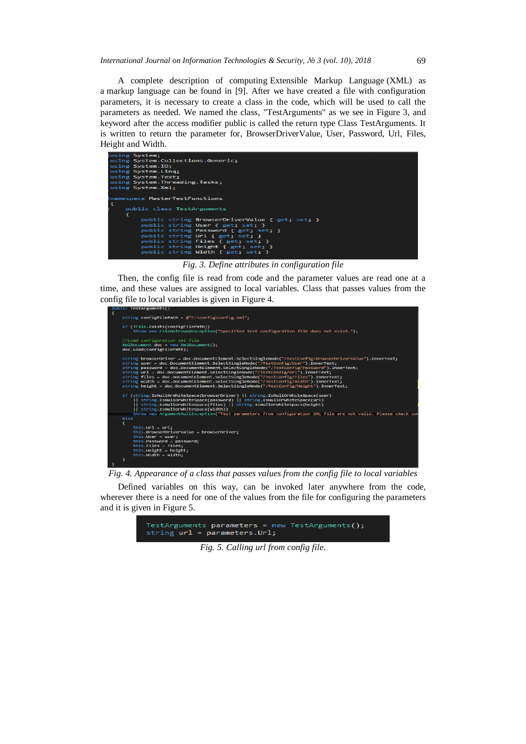A complete description of computing Extensible Markup Language (XML) as a markup language can be found in [9]. After we have created a file with configuration parameters, it is necessary to create a class in the code, which will be used to call the parameters as needed. We named the class, "TestArguments" as we see in Figure 3, and keyword after the access modifier public is called the return type Class TestArguments. It is written to return the parameter for, BrowserDriverValue, User, Password, Url, Files, Height and Width.

```
using System;
using System.Collections.Generic;
using System.IO;
using System.Linq;
using System.Text;
using System.Threading.Tasks;
using System.Xml;

namespace MasterTestFunctions
{
    public class TestArguments
    {
        public string BrowserDriverValue { get; set; }
        public string User { get; set; }
        public string Password { get; set; }
        public string Url { get; set; }
        public string Files { get; set; }
        public string Height { get; set; }
        public string Width { get; set; }
```

*Fig. 3. Define attributes in configuration file*

Then, the config file is read from code and the parameter values are read one at a time, and these values are assigned to local variables. Class that passes values from the config file to local variables is given in Figure 4.

```
public TestArguments()
{
    string configFilePath = @"C:\config\config.xml";

    if (!File.Exists(configFilePath))
        throw new FileNotFoundException("Specified test configuration file does not exist.");

    //Load configuration xml file
    XmlDocument doc = new XmlDocument();
    doc.Load(configFilePath);

    string browserDriver = doc.DocumentElement.SelectSingleNode("/TestConfig/BrowserDriverValue").InnerText;
    string user = doc.DocumentElement.SelectSingleNode("/TestConfig/User").InnerText;
    string password = doc.DocumentElement.SelectSingleNode("/TestConfig/Password").InnerText;
    string url = doc.DocumentElement.SelectSingleNode("/TestConfig/Url").InnerText;
    string files = doc.DocumentElement.SelectSingleNode("/TestConfig/Files").InnerText;
    string width = doc.DocumentElement.SelectSingleNode("/TestConfig/Width").InnerText;
    string height = doc.DocumentElement.SelectSingleNode("/TestConfig/Height").InnerText;

    if (string.IsNullOrWhiteSpace(browserDriver) || string.IsNullOrWhiteSpace(user)
        || string.IsNullOrWhiteSpace(password) || string.IsNullOrWhiteSpace(url)
        || string.IsNullOrWhiteSpace(files) || string.IsNullOrWhiteSpace(height)
        || string.IsNullOrWhiteSpace(width))
        throw new ArgumentNullException("Test parameters from configuration XML file are not valid. Please check co
    else
    {
        this.Url = url;
        this.BrowserDriverValue = browserDriver;
        this.User = user;
        this.Password = password;
        this.Files = files;
        this.Height = height;
        this.Width = width;
    }
}
```

*Fig. 4. Appearance of a class that passes values from the config file to local variables*

Defined variables on this way, can be invoked later anywhere from the code, wherever there is a need for one of the values from the file for configuring the parameters and it is given in Figure 5.

```
TestArguments parameters = new TestArguments();
string url = parameters.Url;
```

*Fig. 5. Calling url from config file.*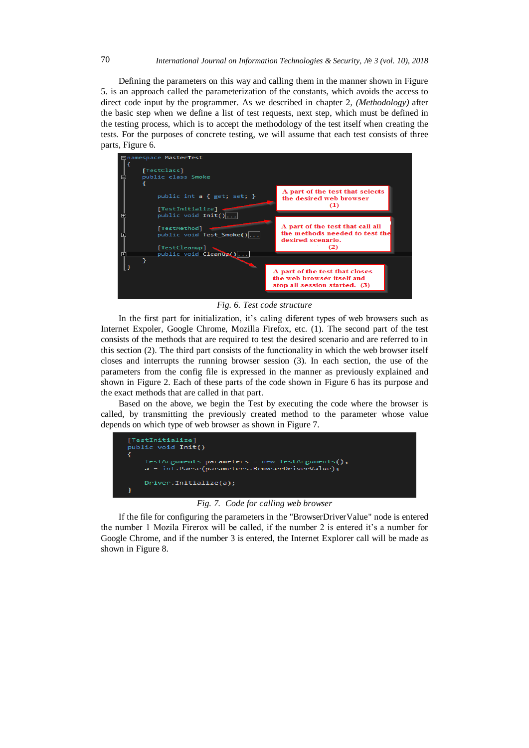Defining the parameters on this way and calling them in the manner shown in Figure 5. is an approach called the parameterization of the constants, which avoids the access to direct code input by the programmer. As we described in chapter 2, *(Methodology)* after the basic step when we define a list of test requests, next step, which must be defined in the testing process, which is to accept the methodology of the test itself when creating the tests. For the purposes of concrete testing, we will assume that each test consists of three parts, Figure 6.

```
namespace MasterTest
{
    [TestClass]
    public class Smoke
    {
        public int a { get; set; }

        [TestInitialize]
        public void Init()[...]

        [TestMethod]
        public void Test_Smoke()[...]

        [TestCleanup]
        public void Cleanup()[...]
    }
}
```

A part of the test that selects the desired web browser (1)

A part of the test that call all the methods needed to test the desired scenario. (2)

A part of the test that closes the web browser itself and stop all session started. (3)

*Fig. 6. Test code structure*

In the first part for initialization, it's caling diferent types of web browsers such as Internet Expoler, Google Chrome, Mozilla Firefox, etc. (1). The second part of the test consists of the methods that are required to test the desired scenario and are referred to in this section (2). The third part consists of the functionality in which the web browser itself closes and interrupts the running browser session (3). In each section, the use of the parameters from the config file is expressed in the manner as previously explained and shown in Figure 2. Each of these parts of the code shown in Figure 6 has its purpose and the exact methods that are called in that part.

Based on the above, we begin the Test by executing the code where the browser is called, by transmitting the previously created method to the parameter whose value depends on which type of web browser as shown in Figure 7.

```
[TestInitialize]
public void Init()
{
    TestArguments parameters = new TestArguments();
    a = int.Parse(parameters.BrowserDriverValue);

    Driver.Initialize(a);
}
```

*Fig. 7. Code for calling web browser*

If the file for configuring the parameters in the "BrowserDriverValue" node is entered the number 1 Mozila Firerox will be called, if the number 2 is entered it's a number for Google Chrome, and if the number 3 is entered, the Internet Explorer call will be made as shown in Figure 8.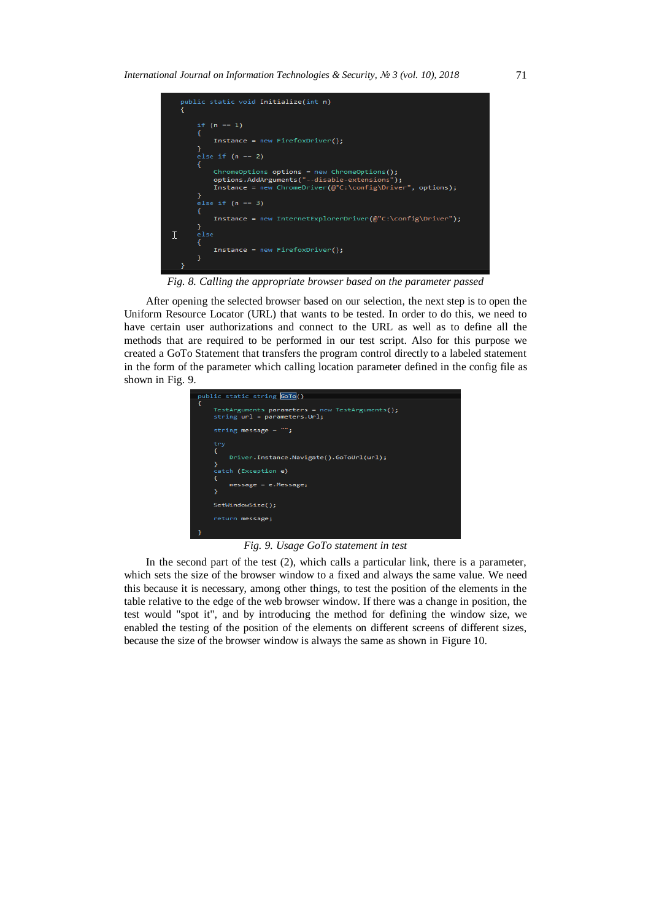```csharp
public static void Initialize(int n)
{

    if (n == 1)
    {
        Instance = new FirefoxDriver();
    }
    else if (n == 2)
    {
        ChromeOptions options = new ChromeOptions();
        options.AddArguments("--disable-extensions");
        Instance = new ChromeDriver(@"C:\config\Driver", options);
    }
    else if (n == 3)
    {
        Instance = new InternetExplorerDriver(@"C:\config\Driver");
    }
    else
    {
        Instance = new FirefoxDriver();
    }
}
```

*Fig. 8. Calling the appropriate browser based on the parameter passed*

After opening the selected browser based on our selection, the next step is to open the Uniform Resource Locator (URL) that wants to be tested. In order to do this, we need to have certain user authorizations and connect to the URL as well as to define all the methods that are required to be performed in our test script. Also for this purpose we created a GoTo Statement that transfers the program control directly to a labeled statement in the form of the parameter which calling location parameter defined in the config file as shown in Fig. 9.

```csharp
public static string GoTo()
{
    TestArguments parameters = new TestArguments();
    string url = parameters.Url;

    string message = "";

    try
    {
        Driver.Instance.Navigate().GoToUrl(url);
    }
    catch (Exception e)
    {
        message = e.Message;
    }

    SetWindowSize();

    return message;

}
```

*Fig. 9. Usage GoTo statement in test*

In the second part of the test (2), which calls a particular link, there is a parameter, which sets the size of the browser window to a fixed and always the same value. We need this because it is necessary, among other things, to test the position of the elements in the table relative to the edge of the web browser window. If there was a change in position, the test would "spot it", and by introducing the method for defining the window size, we enabled the testing of the position of the elements on different screens of different sizes, because the size of the browser window is always the same as shown in Figure 10.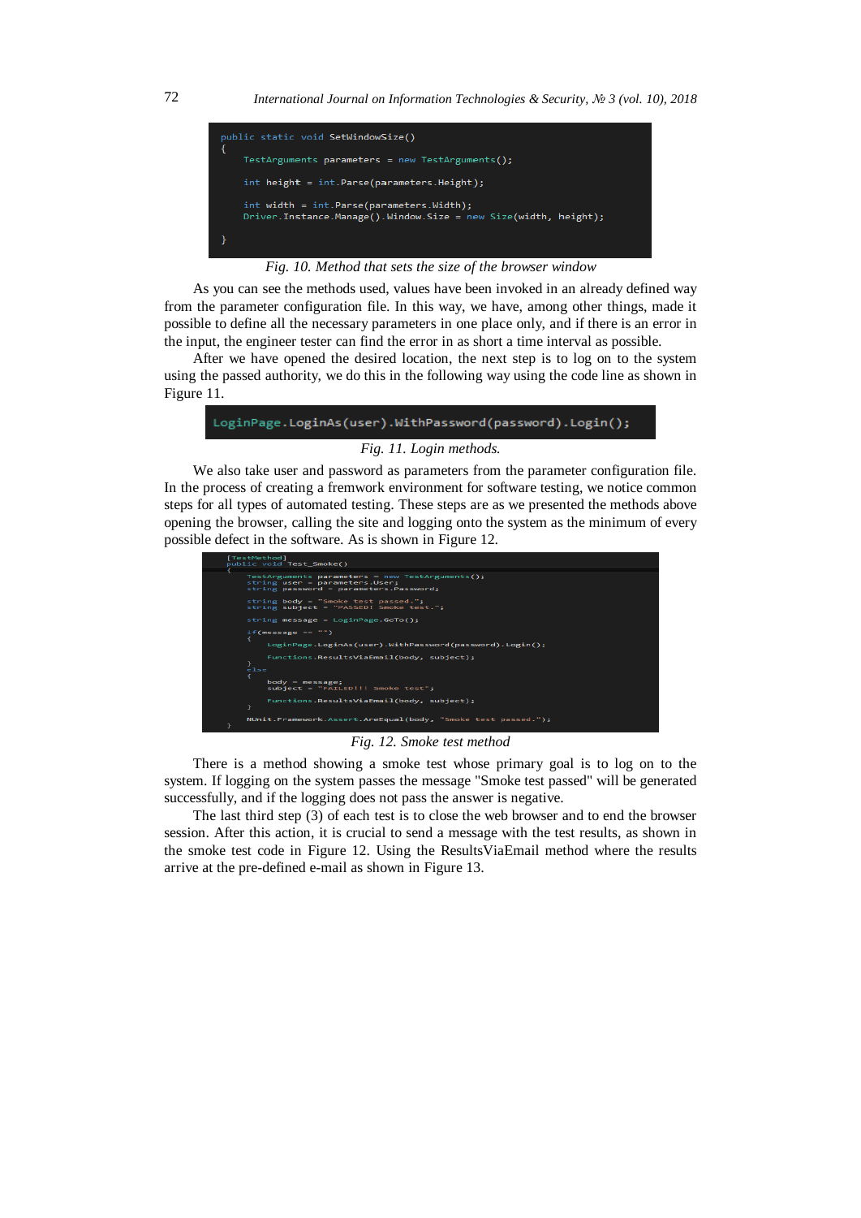```
public static void SetWindowSize()
{
    TestArguments parameters = new TestArguments();

    int height = int.Parse(parameters.Height);

    int width = int.Parse(parameters.Width);
    Driver.Instance.Manage().Window.Size = new Size(width, height);

}
```

*Fig. 10. Method that sets the size of the browser window*

As you can see the methods used, values have been invoked in an already defined way from the parameter configuration file. In this way, we have, among other things, made it possible to define all the necessary parameters in one place only, and if there is an error in the input, the engineer tester can find the error in as short a time interval as possible.

After we have opened the desired location, the next step is to log on to the system using the passed authority, we do this in the following way using the code line as shown in Figure 11.

```
LoginPage.LoginAs(user).WithPassword(password).Login();
```

*Fig. 11. Login methods.*

We also take user and password as parameters from the parameter configuration file. In the process of creating a fremwork environment for software testing, we notice common steps for all types of automated testing. These steps are as we presented the methods above opening the browser, calling the site and logging onto the system as the minimum of every possible defect in the software. As is shown in Figure 12.

```
[TestMethod]
public void Test_Smoke()
{
    TestArguments parameters = new TestArguments();
    string user = parameters.User;
    string password = parameters.Password;

    string body = "Smoke test passed.";
    string subject = "PASSED! Smoke test.";

    string message = LoginPage.GoTo();

    if(message == "")
    {
        LoginPage.LoginAs(user).WithPassword(password).Login();

        Functions.ResultsViaEmail(body, subject);
    }
    else
    {
        body = message;
        subject = "FAILED!!! Smoke test";

        Functions.ResultsViaEmail(body, subject);
    }

    NUnit.Framework.Assert.AreEqual(body, "Smoke test passed.");
}
```

*Fig. 12. Smoke test method*

There is a method showing a smoke test whose primary goal is to log on to the system. If logging on the system passes the message "Smoke test passed" will be generated successfully, and if the logging does not pass the answer is negative.

The last third step (3) of each test is to close the web browser and to end the browser session. After this action, it is crucial to send a message with the test results, as shown in the smoke test code in Figure 12. Using the ResultsViaEmail method where the results arrive at the pre-defined e-mail as shown in Figure 13.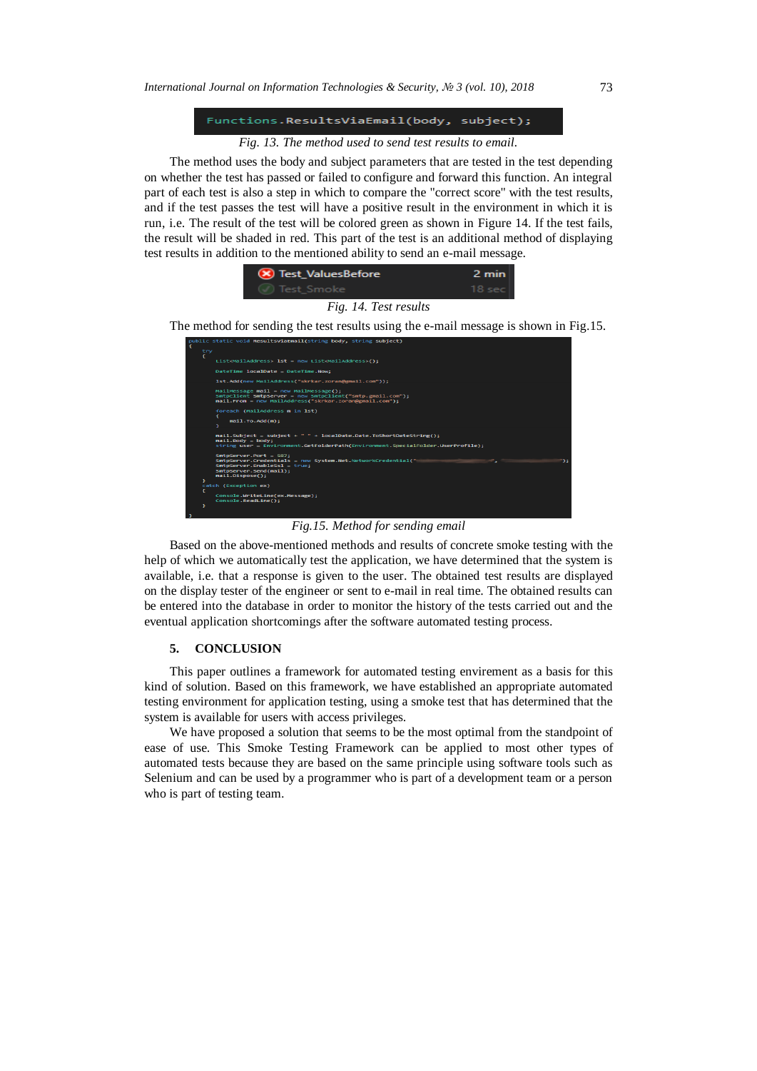```
Functions.ResultsViaEmail(body, subject);
```

*Fig. 13. The method used to send test results to email.*

The method uses the body and subject parameters that are tested in the test depending on whether the test has passed or failed to configure and forward this function. An integral part of each test is also a step in which to compare the "correct score" with the test results, and if the test passes the test will have a positive result in the environment in which it is run, i.e. The result of the test will be colored green as shown in Figure 14. If the test fails, the result will be shaded in red. This part of the test is an additional method of displaying test results in addition to the mentioned ability to send an e-mail message.

```
Test_ValuesBefore    2 min
Test_Smoke           18 sec
```

*Fig. 14. Test results*

The method for sending the test results using the e-mail message is shown in Fig.15.

```
public static void ResultsViaEmail(string body, string subject)
{
    try
    {
        List<MailAddress> lst = new List<MailAddress>();

        DateTime localDate = DateTime.Now;

        lst.Add(new MailAddress("skrkar.zoran@gmail.com"));

        MailMessage mail = new MailMessage();
        SmtpClient SmtpServer = new SmtpClient("smtp.gmail.com");
        mail.From = new MailAddress("skrkar.zoran@gmail.com");

        foreach (MailAddress m in lst)
        {
            mail.To.Add(m);
        }

        mail.Subject = subject + " " + localDate.Date.ToShortDateString();
        mail.Body = body;
        string user = Environment.GetFolderPath(Environment.SpecialFolder.UserProfile);

        SmtpServer.Port = 587;
        SmtpServer.Credentials = new System.Net.NetworkCredential("", "");
        SmtpServer.EnableSsl = true;
        SmtpServer.Send(mail);
        mail.Dispose();
    }
    catch (Exception ex)
    {
        Console.WriteLine(ex.Message);
        Console.ReadLine();
    }
}
```

*Fig.15. Method for sending email*

Based on the above-mentioned methods and results of concrete smoke testing with the help of which we automatically test the application, we have determined that the system is available, i.e. that a response is given to the user. The obtained test results are displayed on the display tester of the engineer or sent to e-mail in real time. The obtained results can be entered into the database in order to monitor the history of the tests carried out and the eventual application shortcomings after the software automated testing process.

## 5. CONCLUSION

This paper outlines a framework for automated testing envirement as a basis for this kind of solution. Based on this framework, we have established an appropriate automated testing environment for application testing, using a smoke test that has determined that the system is available for users with access privileges.

We have proposed a solution that seems to be the most optimal from the standpoint of ease of use. This Smoke Testing Framework can be applied to most other types of automated tests because they are based on the same principle using software tools such as Selenium and can be used by a programmer who is part of a development team or a person who is part of testing team.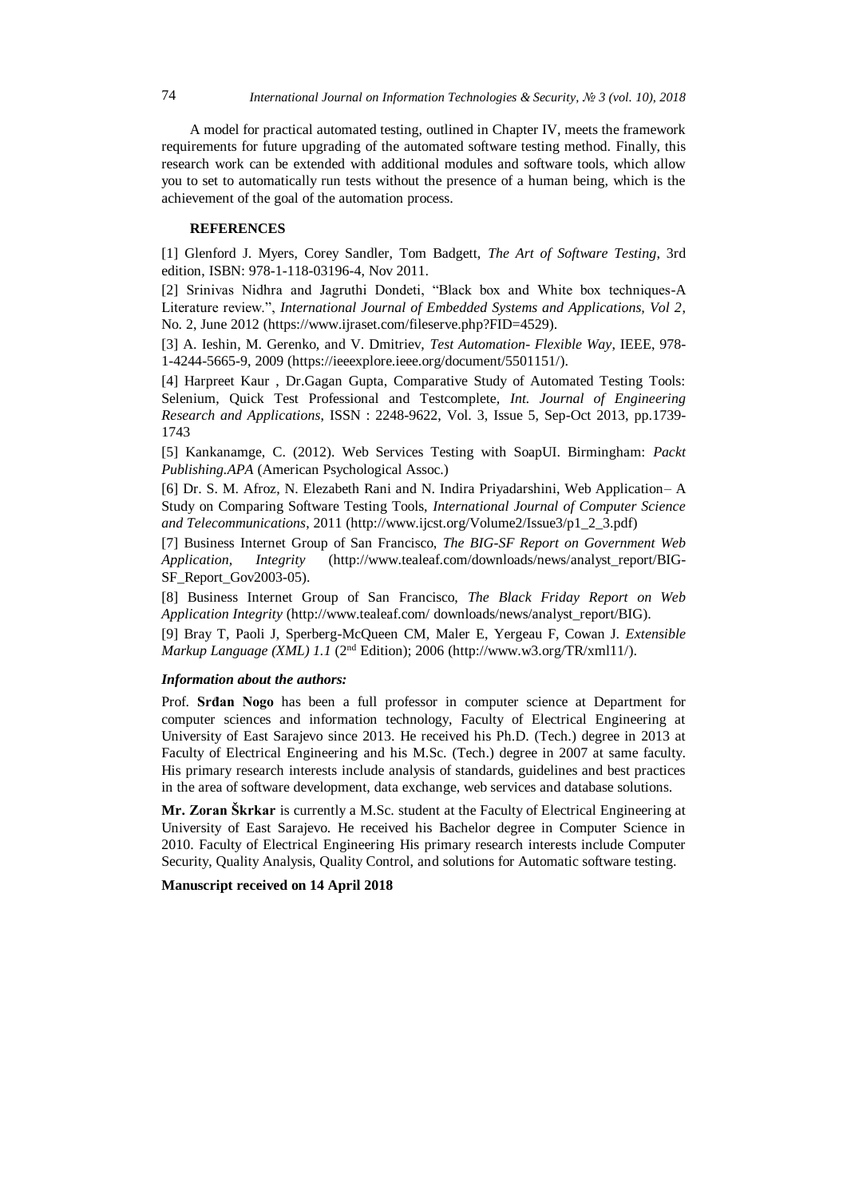A model for practical automated testing, outlined in Chapter IV, meets the framework requirements for future upgrading of the automated software testing method. Finally, this research work can be extended with additional modules and software tools, which allow you to set to automatically run tests without the presence of a human being, which is the achievement of the goal of the automation process.

## REFERENCES

[1] Glenford J. Myers, Corey Sandler, Tom Badgett, *The Art of Software Testing*, 3rd edition, ISBN: 978-1-118-03196-4, Nov 2011.

[2] Srinivas Nidhra and Jagruthi Dondeti, "Black box and White box techniques-A Literature review.", *International Journal of Embedded Systems and Applications, Vol 2*, No. 2, June 2012 (https://www.ijraset.com/fileserve.php?FID=4529).

[3] A. Ieshin, M. Gerenko, and V. Dmitriev, *Test Automation- Flexible Way*, IEEE, 978-1-4244-5665-9, 2009 (https://ieeexplore.ieee.org/document/5501151/).

[4] Harpreet Kaur , Dr.Gagan Gupta, Comparative Study of Automated Testing Tools: Selenium, Quick Test Professional and Testcomplete, *Int. Journal of Engineering Research and Applications*, ISSN : 2248-9622, Vol. 3, Issue 5, Sep-Oct 2013, pp.1739-1743

[5] Kankanamge, C. (2012). Web Services Testing with SoapUI. Birmingham: *Packt Publishing.APA* (American Psychological Assoc.)

[6] Dr. S. M. Afroz, N. Elezabeth Rani and N. Indira Priyadarshini, Web Application– A Study on Comparing Software Testing Tools, *International Journal of Computer Science and Telecommunications*, 2011 (http://www.ijcst.org/Volume2/Issue3/p1_2_3.pdf)

[7] Business Internet Group of San Francisco, *The BIG-SF Report on Government Web Application, Integrity* (http://www.tealeaf.com/downloads/news/analyst_report/BIG-SF_Report_Gov2003-05).

[8] Business Internet Group of San Francisco, *The Black Friday Report on Web Application Integrity* (http://www.tealeaf.com/ downloads/news/analyst_report/BIG).

[9] Bray T, Paoli J, Sperberg-McQueen CM, Maler E, Yergeau F, Cowan J. *Extensible Markup Language (XML) 1.1* (2nd Edition); 2006 (http://www.w3.org/TR/xml11/).

### *Information about the authors:*

Prof. **Srđan Nogo** has been a full professor in computer science at Department for computer sciences and information technology, Faculty of Electrical Engineering at University of East Sarajevo since 2013. He received his Ph.D. (Tech.) degree in 2013 at Faculty of Electrical Engineering and his M.Sc. (Tech.) degree in 2007 at same faculty. His primary research interests include analysis of standards, guidelines and best practices in the area of software development, data exchange, web services and database solutions.

**Mr. Zoran Škrkar** is currently a M.Sc. student at the Faculty of Electrical Engineering at University of East Sarajevo. He received his Bachelor degree in Computer Science in 2010. Faculty of Electrical Engineering His primary research interests include Computer Security, Quality Analysis, Quality Control, and solutions for Automatic software testing.

**Manuscript received on 14 April 2018**